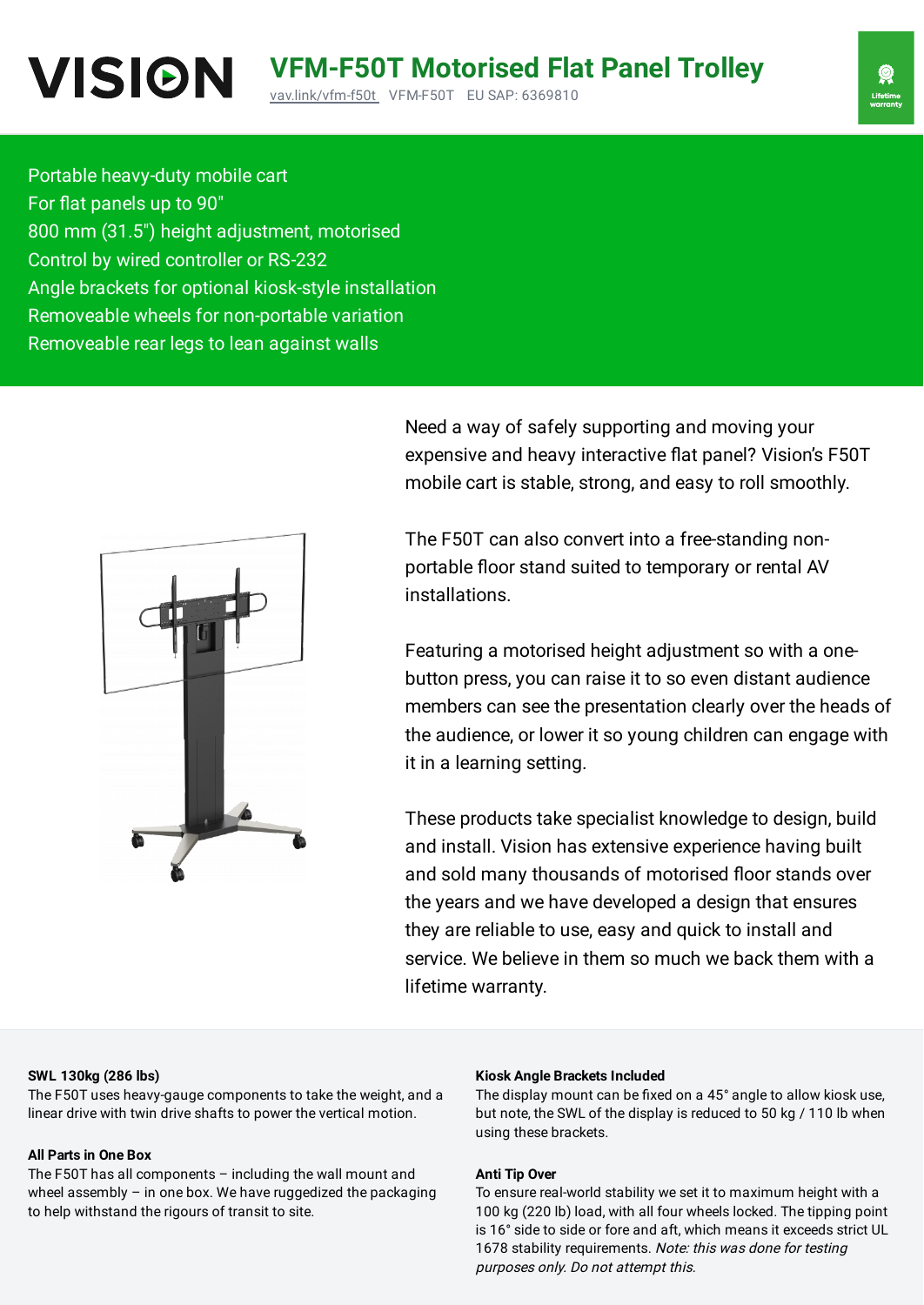# VISION

## VFM-F50T Motorised Flat Panel Trolley

vav.link/vfm-f50t VFM-F50T EU SAP: 6369810

Lifetime warranty

- Portable heavy-duty mobile cart
- For flat panels up to 90"
- 800 mm (31.5") height adjustment, motorised
- Control by wired controller or RS-232
- Angle brackets for optional kiosk-style installation
- Removeable wheels for non-portable variation
- Removeable rear legs to lean against walls

Need a way of safely supporting and moving your expensive and heavy interactive flat panel? Vision's F50T mobile cart is stable, strong, and easy to roll smoothly.

The F50T can also convert into a free-standing non-portable floor stand suited to temporary or rental AV installations.

Featuring a motorised height adjustment so with a one-button press, you can raise it to so even distant audience members can see the presentation clearly over the heads of the audience, or lower it so young children can engage with it in a learning setting.

These products take specialist knowledge to design, build and install. Vision has extensive experience having built and sold many thousands of motorised floor stands over the years and we have developed a design that ensures they are reliable to use, easy and quick to install and service. We believe in them so much we back them with a lifetime warranty.

**SWL 130kg (286 lbs)**
The F50T uses heavy-gauge components to take the weight, and a linear drive with twin drive shafts to power the vertical motion.

**All Parts in One Box**
The F50T has all components – including the wall mount and wheel assembly – in one box. We have ruggedized the packaging to help withstand the rigours of transit to site.

**Kiosk Angle Brackets Included**
The display mount can be fixed on a 45° angle to allow kiosk use, but note, the SWL of the display is reduced to 50 kg / 110 lb when using these brackets.

**Anti Tip Over**
To ensure real-world stability we set it to maximum height with a 100 kg (220 lb) load, with all four wheels locked. The tipping point is 16° side to side or fore and aft, which means it exceeds strict UL 1678 stability requirements. *Note: this was done for testing purposes only. Do not attempt this.*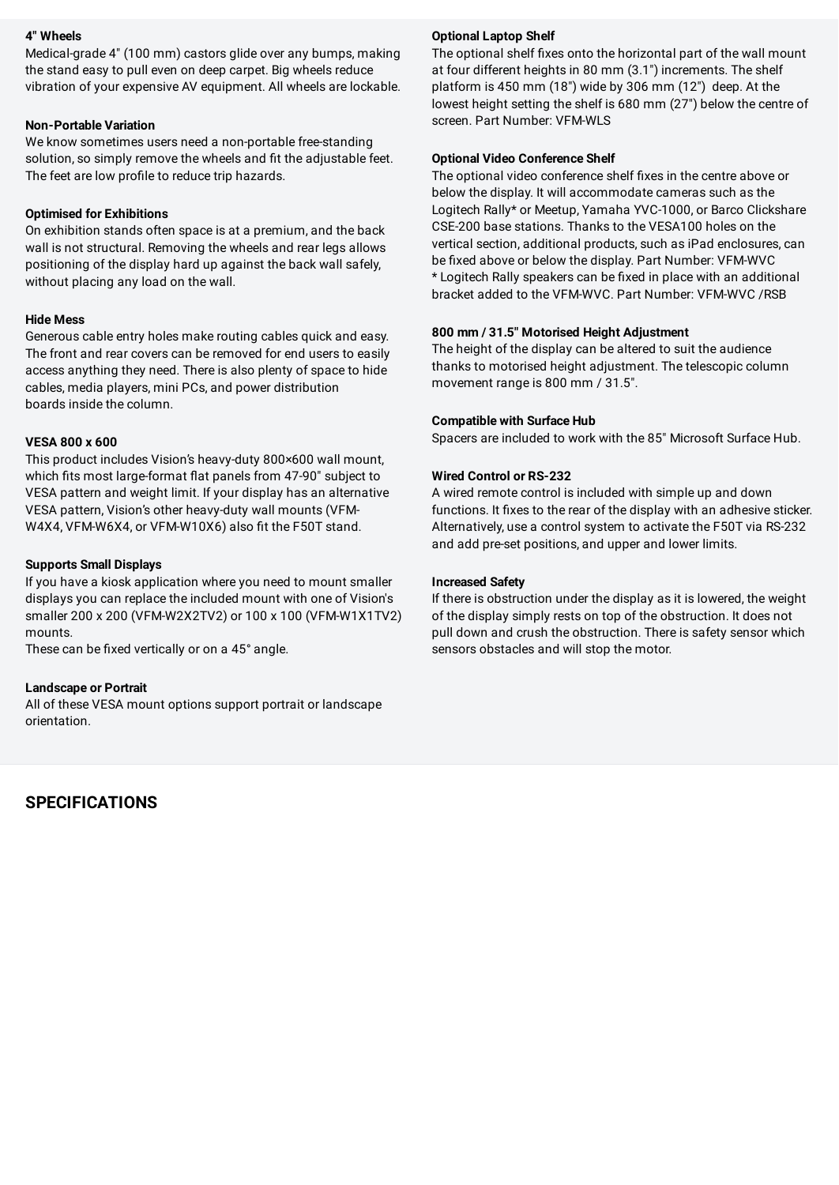**4" Wheels**

Medical-grade 4" (100 mm) castors glide over any bumps, making the stand easy to pull even on deep carpet. Big wheels reduce vibration of your expensive AV equipment. All wheels are lockable.

**Non-Portable Variation**

We know sometimes users need a non-portable free-standing solution, so simply remove the wheels and fit the adjustable feet. The feet are low profile to reduce trip hazards.

**Optimised for Exhibitions**

On exhibition stands often space is at a premium, and the back wall is not structural. Removing the wheels and rear legs allows positioning of the display hard up against the back wall safely, without placing any load on the wall.

**Hide Mess**

Generous cable entry holes make routing cables quick and easy. The front and rear covers can be removed for end users to easily access anything they need. There is also plenty of space to hide cables, media players, mini PCs, and power distribution boards inside the column.

**VESA 800 x 600**

This product includes Vision's heavy-duty 800×600 wall mount, which fits most large-format flat panels from 47-90" subject to VESA pattern and weight limit. If your display has an alternative VESA pattern, Vision's other heavy-duty wall mounts (VFM-W4X4, VFM-W6X4, or VFM-W10X6) also fit the F50T stand.

**Supports Small Displays**

If you have a kiosk application where you need to mount smaller displays you can replace the included mount with one of Vision's smaller 200 x 200 (VFM-W2X2TV2) or 100 x 100 (VFM-W1X1TV2) mounts.

These can be fixed vertically or on a 45° angle.

**Landscape or Portrait**

All of these VESA mount options support portrait or landscape orientation.

**Optional Laptop Shelf**

The optional shelf fixes onto the horizontal part of the wall mount at four different heights in 80 mm (3.1") increments. The shelf platform is 450 mm (18") wide by 306 mm (12") deep. At the lowest height setting the shelf is 680 mm (27") below the centre of screen. Part Number: VFM-WLS

**Optional Video Conference Shelf**

The optional video conference shelf fixes in the centre above or below the display. It will accommodate cameras such as the Logitech Rally* or Meetup, Yamaha YVC-1000, or Barco Clickshare CSE-200 base stations. Thanks to the VESA100 holes on the vertical section, additional products, such as iPad enclosures, can be fixed above or below the display. Part Number: VFM-WVC

* Logitech Rally speakers can be fixed in place with an additional bracket added to the VFM-WVC. Part Number: VFM-WVC /RSB

**800 mm / 31.5" Motorised Height Adjustment**

The height of the display can be altered to suit the audience thanks to motorised height adjustment. The telescopic column movement range is 800 mm / 31.5".

**Compatible with Surface Hub**

Spacers are included to work with the 85" Microsoft Surface Hub.

**Wired Control or RS-232**

A wired remote control is included with simple up and down functions. It fixes to the rear of the display with an adhesive sticker. Alternatively, use a control system to activate the F50T via RS-232 and add pre-set positions, and upper and lower limits.

**Increased Safety**

If there is obstruction under the display as it is lowered, the weight of the display simply rests on top of the obstruction. It does not pull down and crush the obstruction. There is safety sensor which sensors obstacles and will stop the motor.

## SPECIFICATIONS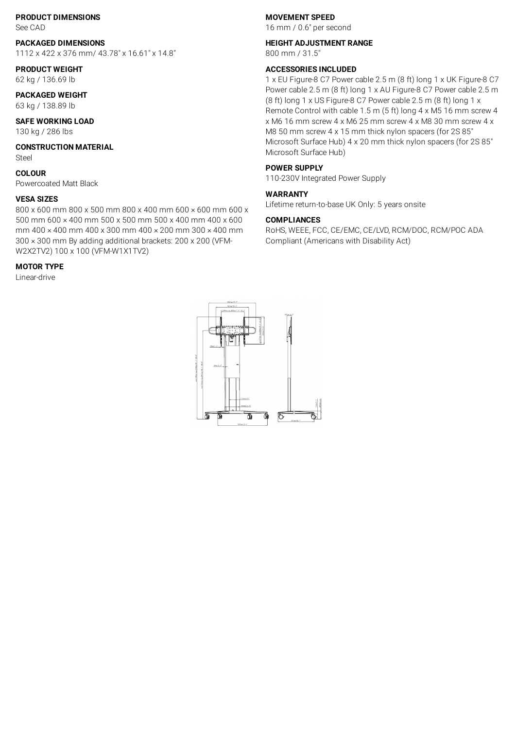**PRODUCT DIMENSIONS**
See CAD

**PACKAGED DIMENSIONS**
1112 x 422 x 376 mm/ 43.78" x 16.61" x 14.8"

**PRODUCT WEIGHT**
62 kg / 136.69 lb

**PACKAGED WEIGHT**
63 kg / 138.89 lb

**SAFE WORKING LOAD**
130 kg / 286 lbs

**CONSTRUCTION MATERIAL**
Steel

**COLOUR**
Powercoated Matt Black

**VESA SIZES**
800 x 600 mm 800 x 500 mm 800 x 400 mm 600 × 600 mm 600 x 500 mm 600 × 400 mm 500 x 500 mm 500 x 400 mm 400 x 600 mm 400 × 400 mm 400 x 300 mm 400 × 200 mm 300 × 400 mm 300 × 300 mm By adding additional brackets: 200 x 200 (VFM-W2X2TV2) 100 x 100 (VFM-W1X1TV2)

**MOTOR TYPE**
Linear-drive

**MOVEMENT SPEED**
16 mm / 0.6" per second

**HEIGHT ADJUSTMENT RANGE**
800 mm / 31.5"

**ACCESSORIES INCLUDED**
1 x EU Figure-8 C7 Power cable 2.5 m (8 ft) long 1 x UK Figure-8 C7 Power cable 2.5 m (8 ft) long 1 x AU Figure-8 C7 Power cable 2.5 m (8 ft) long 1 x US Figure-8 C7 Power cable 2.5 m (8 ft) long 1 x Remote Control with cable 1.5 m (5 ft) long 4 x M5 16 mm screw 4 x M6 16 mm screw 4 x M6 25 mm screw 4 x M8 30 mm screw 4 x M8 50 mm screw 4 x 15 mm thick nylon spacers (for 2S 85" Microsoft Surface Hub) 4 x 20 mm thick nylon spacers (for 2S 85" Microsoft Surface Hub)

**POWER SUPPLY**
110-230V Integrated Power Supply

**WARRANTY**
Lifetime return-to-base UK Only: 5 years onsite

**COMPLIANCES**
RoHS, WEEE, FCC, CE/EMC, CE/LVD, RCM/DOC, RCM/POC ADA Compliant (Americans with Disability Act)